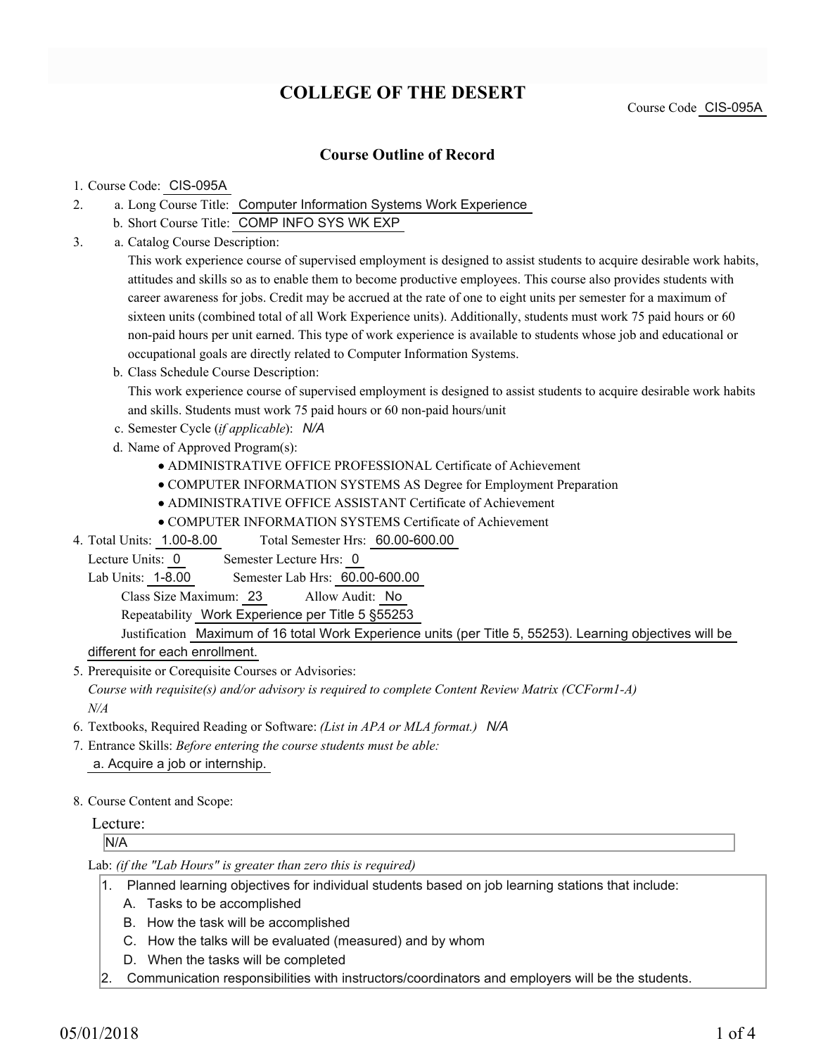# COLLEGE OF THE DESERT

Course Code CIS-095A

## Course Outline of Record

1. Course Code: CIS-095A
2. a. Long Course Title: Computer Information Systems Work Experience
   b. Short Course Title: COMP INFO SYS WK EXP
3. a. Catalog Course Description:

   This work experience course of supervised employment is designed to assist students to acquire desirable work habits, attitudes and skills so as to enable them to become productive employees. This course also provides students with career awareness for jobs. Credit may be accrued at the rate of one to eight units per semester for a maximum of sixteen units (combined total of all Work Experience units). Additionally, students must work 75 paid hours or 60 non-paid hours per unit earned. This type of work experience is available to students whose job and educational or occupational goals are directly related to Computer Information Systems.

   b. Class Schedule Course Description:

   This work experience course of supervised employment is designed to assist students to acquire desirable work habits and skills. Students must work 75 paid hours or 60 non-paid hours/unit

   c. Semester Cycle (*if applicable*): *N/A*

   d. Name of Approved Program(s):
   - ADMINISTRATIVE OFFICE PROFESSIONAL Certificate of Achievement
   - COMPUTER INFORMATION SYSTEMS AS Degree for Employment Preparation
   - ADMINISTRATIVE OFFICE ASSISTANT Certificate of Achievement
   - COMPUTER INFORMATION SYSTEMS Certificate of Achievement
4. Total Units: 1.00-8.00 Total Semester Hrs: 60.00-600.00

   Lecture Units: 0 Semester Lecture Hrs: 0

   Lab Units: 1-8.00 Semester Lab Hrs: 60.00-600.00

   Class Size Maximum: 23 Allow Audit: No

   Repeatability Work Experience per Title 5 §55253

   Justification Maximum of 16 total Work Experience units (per Title 5, 55253). Learning objectives will be different for each enrollment.
5. Prerequisite or Corequisite Courses or Advisories:

   *Course with requisite(s) and/or advisory is required to complete Content Review Matrix (CCForm1-A)*

   *N/A*
6. Textbooks, Required Reading or Software: *(List in APA or MLA format.)* *N/A*
7. Entrance Skills: *Before entering the course students must be able:*

   a. Acquire a job or internship.
8. Course Content and Scope:

   Lecture:

   N/A

   Lab: *(if the "Lab Hours" is greater than zero this is required)*

   1. Planned learning objectives for individual students based on job learning stations that include:
      A. Tasks to be accomplished
      B. How the task will be accomplished
      C. How the talks will be evaluated (measured) and by whom
      D. When the tasks will be completed
   2. Communication responsibilities with instructors/coordinators and employers will be the students.

05/01/2018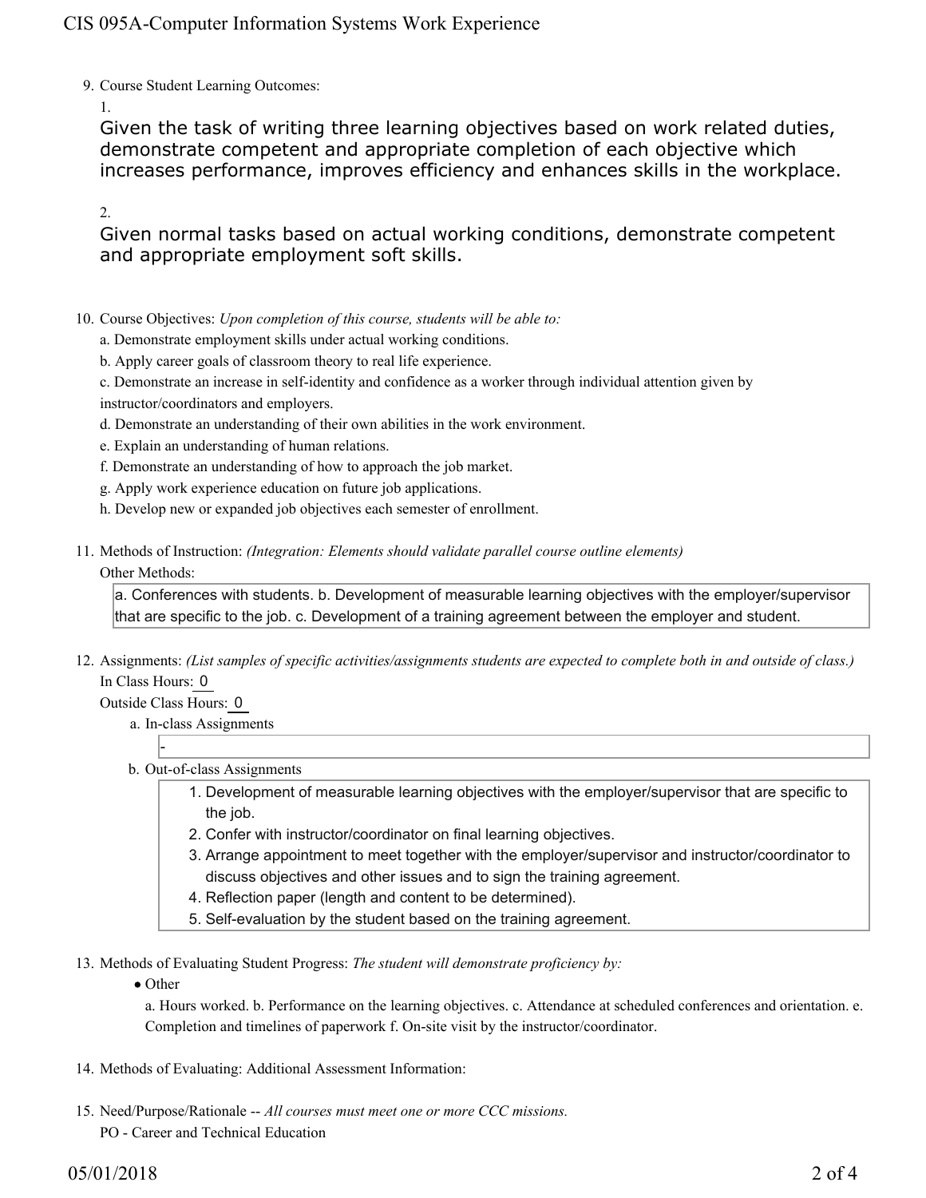9. Course Student Learning Outcomes:

   1.

   Given the task of writing three learning objectives based on work related duties, demonstrate competent and appropriate completion of each objective which increases performance, improves efficiency and enhances skills in the workplace.

   2.

   Given normal tasks based on actual working conditions, demonstrate competent and appropriate employment soft skills.

10. Course Objectives: *Upon completion of this course, students will be able to:*

    a. Demonstrate employment skills under actual working conditions.

    b. Apply career goals of classroom theory to real life experience.

    c. Demonstrate an increase in self-identity and confidence as a worker through individual attention given by instructor/coordinators and employers.

    d. Demonstrate an understanding of their own abilities in the work environment.

    e. Explain an understanding of human relations.

    f. Demonstrate an understanding of how to approach the job market.

    g. Apply work experience education on future job applications.

    h. Develop new or expanded job objectives each semester of enrollment.

11. Methods of Instruction: *(Integration: Elements should validate parallel course outline elements)*

    Other Methods:

    a. Conferences with students. b. Development of measurable learning objectives with the employer/supervisor that are specific to the job. c. Development of a training agreement between the employer and student.

12. Assignments: *(List samples of specific activities/assignments students are expected to complete both in and outside of class.)*

    In Class Hours: 0

    Outside Class Hours: 0

    a. In-class Assignments

       -

    b. Out-of-class Assignments

       1. Development of measurable learning objectives with the employer/supervisor that are specific to the job.
       2. Confer with instructor/coordinator on final learning objectives.
       3. Arrange appointment to meet together with the employer/supervisor and instructor/coordinator to discuss objectives and other issues and to sign the training agreement.
       4. Reflection paper (length and content to be determined).
       5. Self-evaluation by the student based on the training agreement.

13. Methods of Evaluating Student Progress: *The student will demonstrate proficiency by:*

    - Other

      a. Hours worked. b. Performance on the learning objectives. c. Attendance at scheduled conferences and orientation. e. Completion and timelines of paperwork f. On-site visit by the instructor/coordinator.

14. Methods of Evaluating: Additional Assessment Information:

15. Need/Purpose/Rationale -- *All courses must meet one or more CCC missions.*

    PO - Career and Technical Education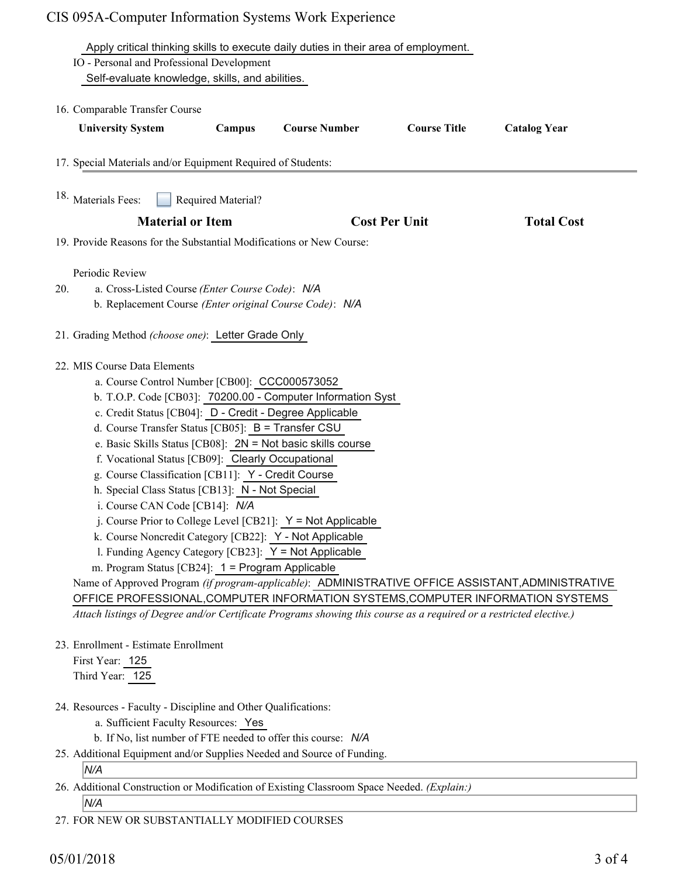Apply critical thinking skills to execute daily duties in their area of employment.

IO - Personal and Professional Development

Self-evaluate knowledge, skills, and abilities.

16. Comparable Transfer Course

| University System | Campus | Course Number | Course Title | Catalog Year |
|---|---|---|---|---|

17. Special Materials and/or Equipment Required of Students:

18. Materials Fees: ☐ Required Material?

| Material or Item | Cost Per Unit | Total Cost |
|---|---|---|

19. Provide Reasons for the Substantial Modifications or New Course:

Periodic Review

20. a. Cross-Listed Course *(Enter Course Code)*: *N/A*

    b. Replacement Course *(Enter original Course Code)*: *N/A*

21. Grading Method *(choose one)*: Letter Grade Only

22. MIS Course Data Elements
    - a. Course Control Number [CB00]: CCC000573052
    - b. T.O.P. Code [CB03]: 70200.00 - Computer Information Syst
    - c. Credit Status [CB04]: D - Credit - Degree Applicable
    - d. Course Transfer Status [CB05]: B = Transfer CSU
    - e. Basic Skills Status [CB08]: 2N = Not basic skills course
    - f. Vocational Status [CB09]: Clearly Occupational
    - g. Course Classification [CB11]: Y - Credit Course
    - h. Special Class Status [CB13]: N - Not Special
    - i. Course CAN Code [CB14]: *N/A*
    - j. Course Prior to College Level [CB21]: Y = Not Applicable
    - k. Course Noncredit Category [CB22]: Y - Not Applicable
    - l. Funding Agency Category [CB23]: Y = Not Applicable
    - m. Program Status [CB24]: 1 = Program Applicable

    Name of Approved Program *(if program-applicable)*: ADMINISTRATIVE OFFICE ASSISTANT,ADMINISTRATIVE OFFICE PROFESSIONAL,COMPUTER INFORMATION SYSTEMS,COMPUTER INFORMATION SYSTEMS

    *Attach listings of Degree and/or Certificate Programs showing this course as a required or a restricted elective.)*

23. Enrollment - Estimate Enrollment

    First Year: 125

    Third Year: 125

24. Resources - Faculty - Discipline and Other Qualifications:
    - a. Sufficient Faculty Resources: Yes
    - b. If No, list number of FTE needed to offer this course: *N/A*

25. Additional Equipment and/or Supplies Needed and Source of Funding.

    *N/A*

26. Additional Construction or Modification of Existing Classroom Space Needed. *(Explain:)*

    *N/A*

27. FOR NEW OR SUBSTANTIALLY MODIFIED COURSES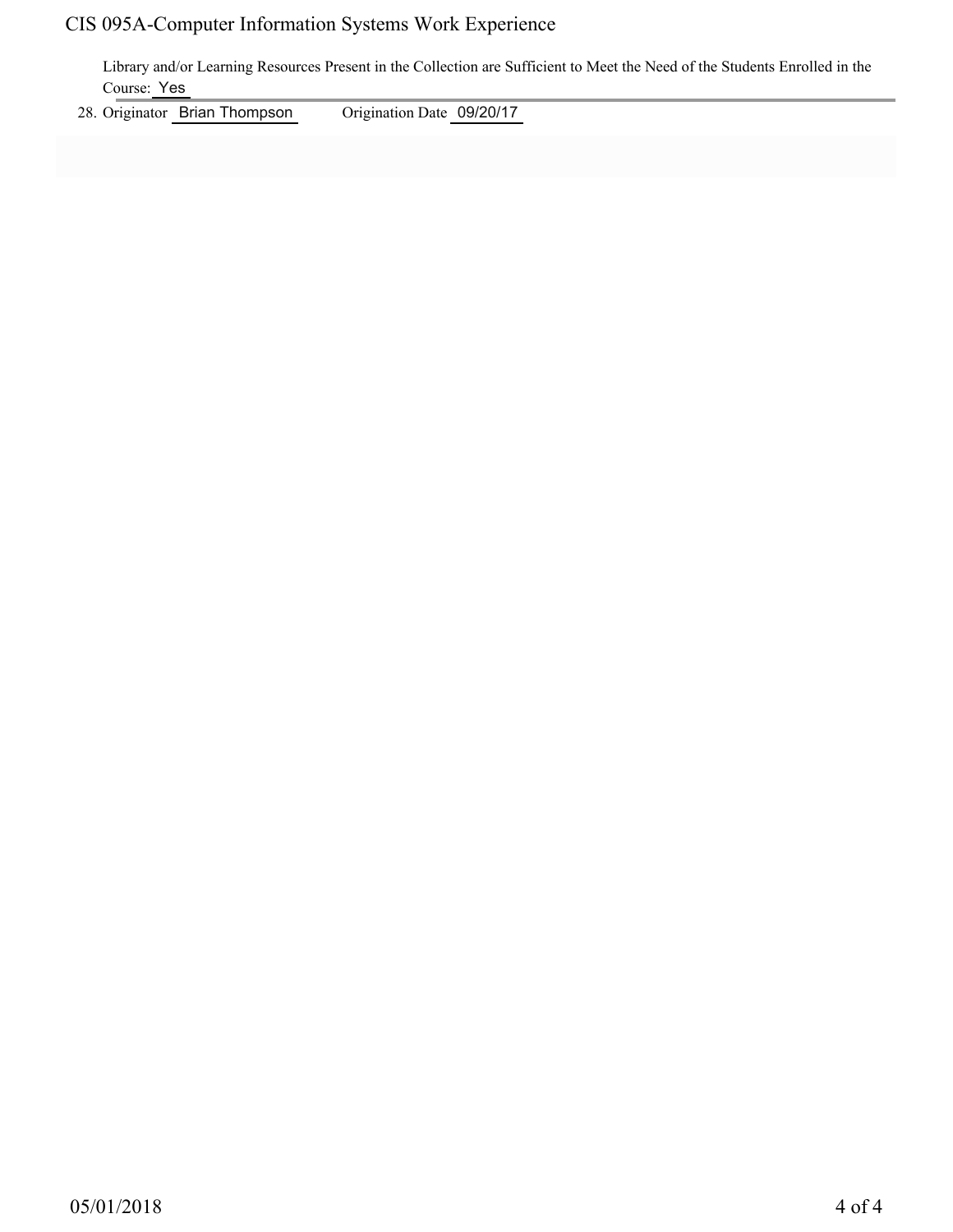Library and/or Learning Resources Present in the Collection are Sufficient to Meet the Need of the Students Enrolled in the Course: Yes

28. Originator Brian Thompson Origination Date 09/20/17